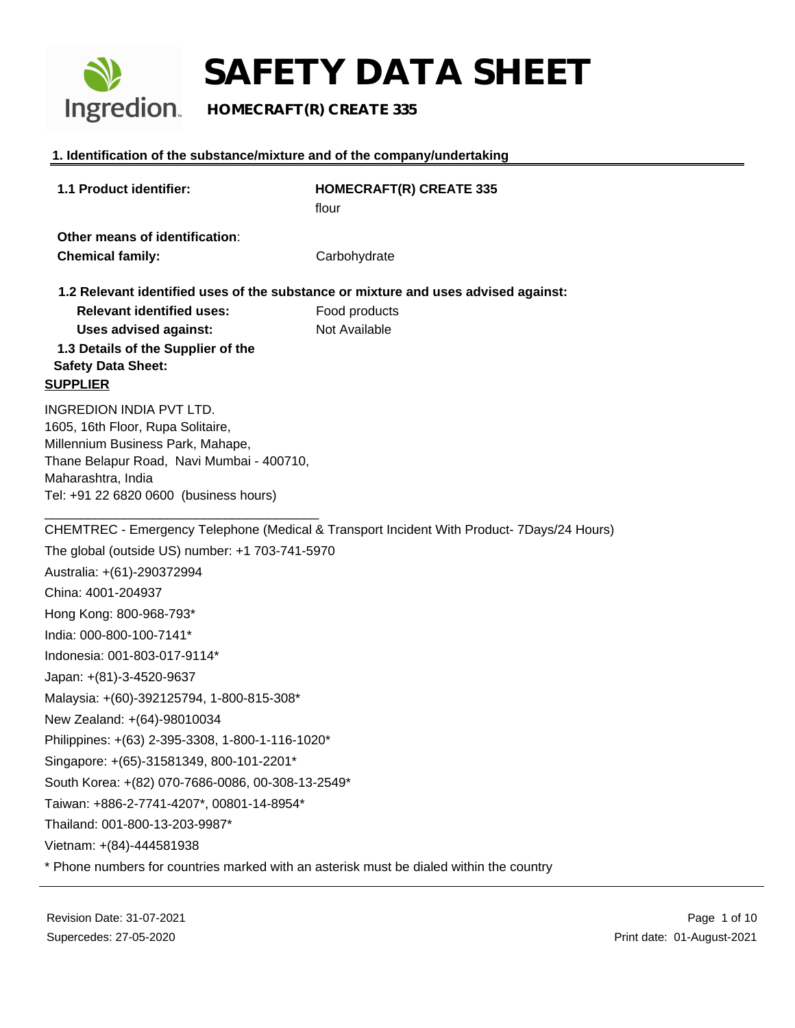# SAFETY DATA SHEET

## HOMECRAFT(R) CREATE 335

### 1. Identification of the substance/mixture and of the company/undertaking

**1.1 Product identifier:** **HOMECRAFT(R) CREATE 335**
flour

**Other means of identification**:
**Chemical family:** Carbohydrate

**1.2 Relevant identified uses of the substance or mixture and uses advised against:**

**Relevant identified uses:** Food products
**Uses advised against:** Not Available

**1.3 Details of the Supplier of the Safety Data Sheet:**

**SUPPLIER**

INGREDION INDIA PVT LTD.
1605, 16th Floor, Rupa Solitaire,
Millennium Business Park, Mahape,
Thane Belapur Road, Navi Mumbai - 400710,
Maharashtra, India
Tel: +91 22 6820 0600 (business hours)

CHEMTREC - Emergency Telephone (Medical & Transport Incident With Product- 7Days/24 Hours)

The global (outside US) number: +1 703-741-5970

Australia: +(61)-290372994

China: 4001-204937

Hong Kong: 800-968-793*

India: 000-800-100-7141*

Indonesia: 001-803-017-9114*

Japan: +(81)-3-4520-9637

Malaysia: +(60)-392125794, 1-800-815-308*

New Zealand: +(64)-98010034

Philippines: +(63) 2-395-3308, 1-800-1-116-1020*

Singapore: +(65)-31581349, 800-101-2201*

South Korea: +(82) 070-7686-0086, 00-308-13-2549*

Taiwan: +886-2-7741-4207*, 00801-14-8954*

Thailand: 001-800-13-203-9987*

Vietnam: +(84)-444581938

* Phone numbers for countries marked with an asterisk must be dialed within the country

Revision Date: 31-07-2021
Supercedes: 27-05-2020
Print date: 01-August-2021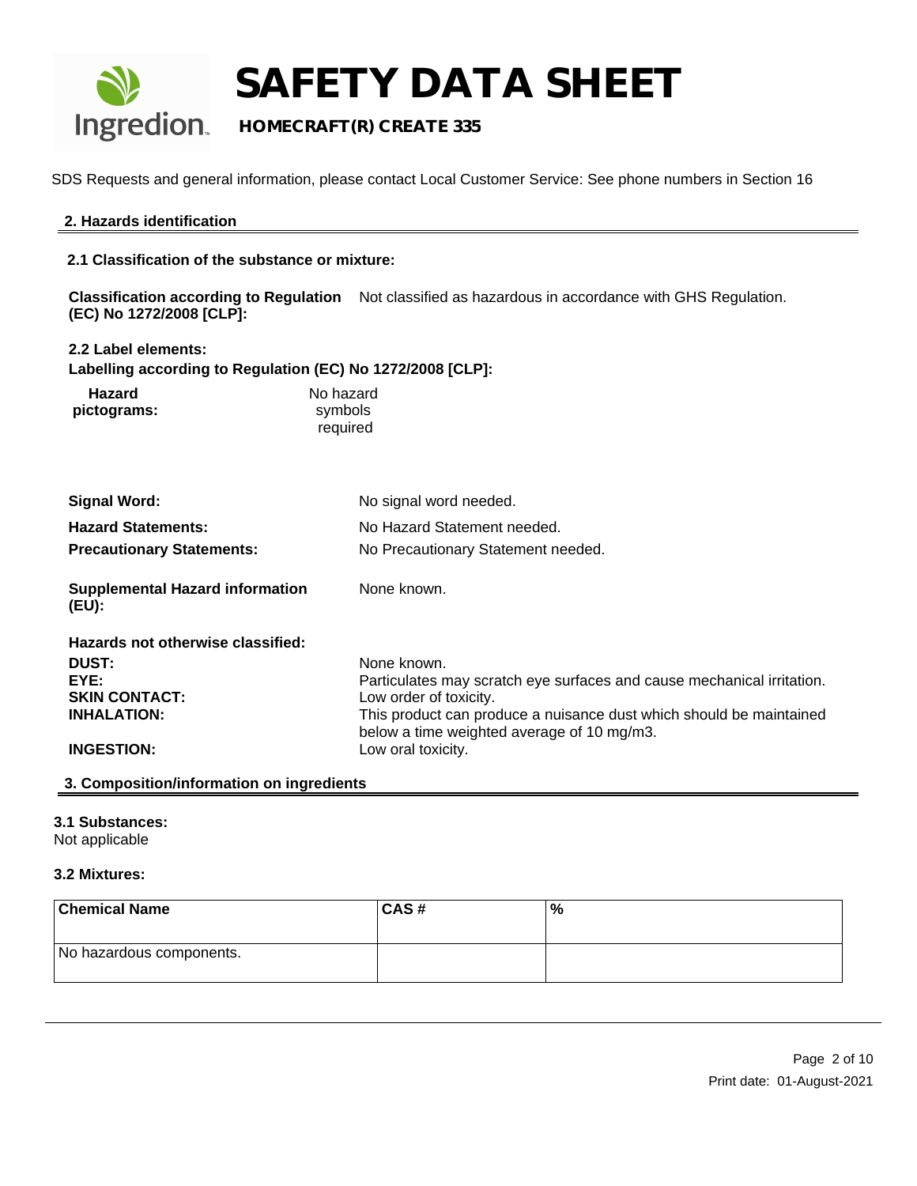# SAFETY DATA SHEET

**HOMECRAFT(R) CREATE 335**

SDS Requests and general information, please contact Local Customer Service: See phone numbers in Section 16

## 2. Hazards identification

### 2.1 Classification of the substance or mixture:

**Classification according to Regulation (EC) No 1272/2008 [CLP]:** Not classified as hazardous in accordance with GHS Regulation.

### 2.2 Label elements:

**Labelling according to Regulation (EC) No 1272/2008 [CLP]:**

**Hazard pictograms:** No hazard symbols required

**Signal Word:** No signal word needed.

**Hazard Statements:** No Hazard Statement needed.

**Precautionary Statements:** No Precautionary Statement needed.

**Supplemental Hazard information (EU):** None known.

**Hazards not otherwise classified:**

**DUST:** None known.

**EYE:** Particulates may scratch eye surfaces and cause mechanical irritation.

**SKIN CONTACT:** Low order of toxicity.

**INHALATION:** This product can produce a nuisance dust which should be maintained below a time weighted average of 10 mg/m3.

**INGESTION:** Low oral toxicity.

## 3. Composition/information on ingredients

### 3.1 Substances:

Not applicable

### 3.2 Mixtures:

| Chemical Name | CAS # | % |
|---|---|---|
| No hazardous components. | | |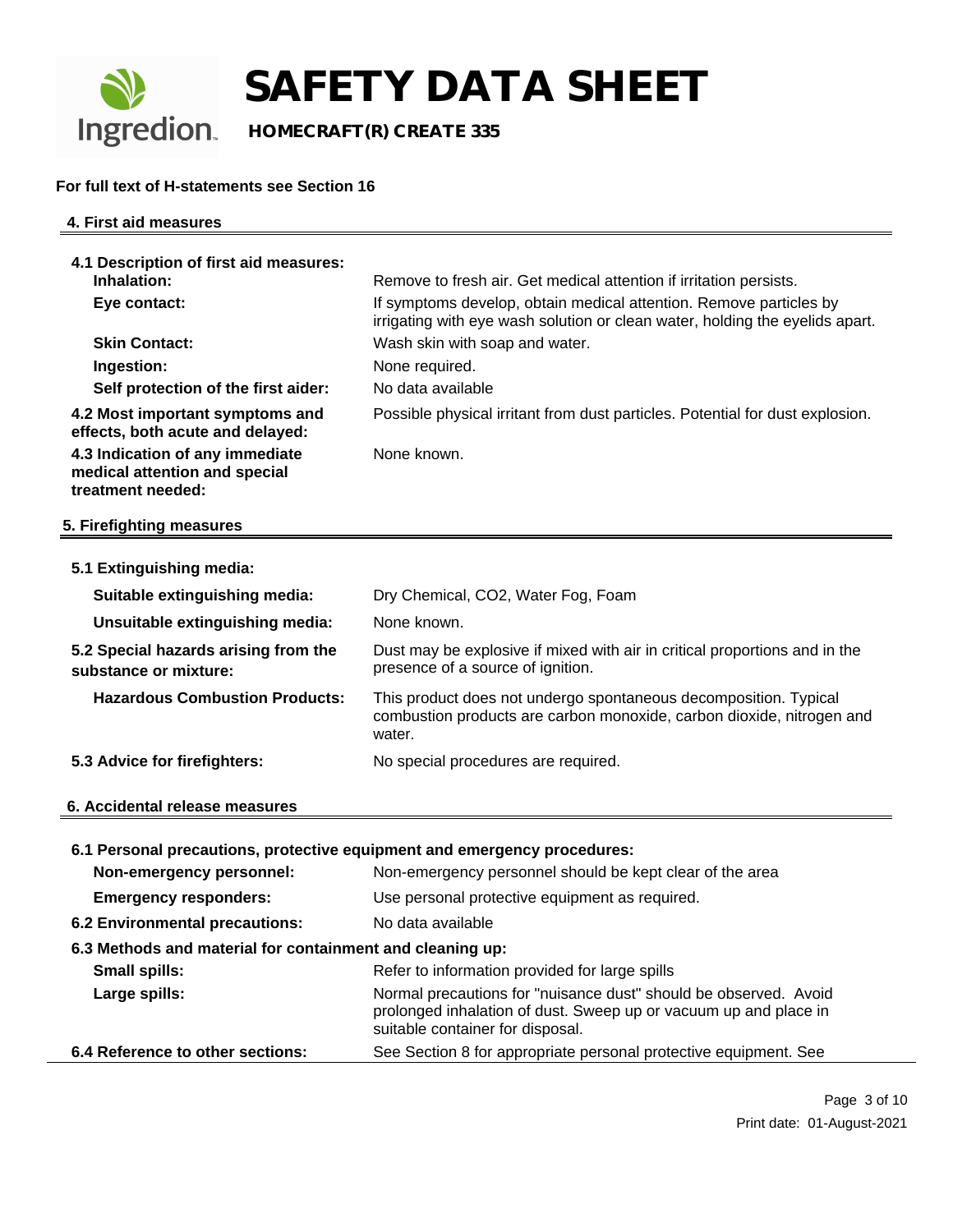**For full text of H-statements see Section 16**

## 4. First aid measures

**4.1 Description of first aid measures:**

| | |
|---|---|
| **Inhalation:** | Remove to fresh air. Get medical attention if irritation persists. |
| **Eye contact:** | If symptoms develop, obtain medical attention. Remove particles by irrigating with eye wash solution or clean water, holding the eyelids apart. |
| **Skin Contact:** | Wash skin with soap and water. |
| **Ingestion:** | None required. |
| **Self protection of the first aider:** | No data available |
| **4.2 Most important symptoms and effects, both acute and delayed:** | Possible physical irritant from dust particles. Potential for dust explosion. |
| **4.3 Indication of any immediate medical attention and special treatment needed:** | None known. |

## 5. Firefighting measures

**5.1 Extinguishing media:**

| | |
|---|---|
| **Suitable extinguishing media:** | Dry Chemical, $CO_2$, Water Fog, Foam |
| **Unsuitable extinguishing media:** | None known. |
| **5.2 Special hazards arising from the substance or mixture:** | Dust may be explosive if mixed with air in critical proportions and in the presence of a source of ignition. |
| **Hazardous Combustion Products:** | This product does not undergo spontaneous decomposition. Typical combustion products are carbon monoxide, carbon dioxide, nitrogen and water. |
| **5.3 Advice for firefighters:** | No special procedures are required. |

## 6. Accidental release measures

**6.1 Personal precautions, protective equipment and emergency procedures:**

| | |
|---|---|
| **Non-emergency personnel:** | Non-emergency personnel should be kept clear of the area |
| **Emergency responders:** | Use personal protective equipment as required. |
| **6.2 Environmental precautions:** | No data available |

**6.3 Methods and material for containment and cleaning up:**

| | |
|---|---|
| **Small spills:** | Refer to information provided for large spills |
| **Large spills:** | Normal precautions for "nuisance dust" should be observed. Avoid prolonged inhalation of dust. Sweep up or vacuum up and place in suitable container for disposal. |
| **6.4 Reference to other sections:** | See Section 8 for appropriate personal protective equipment. See |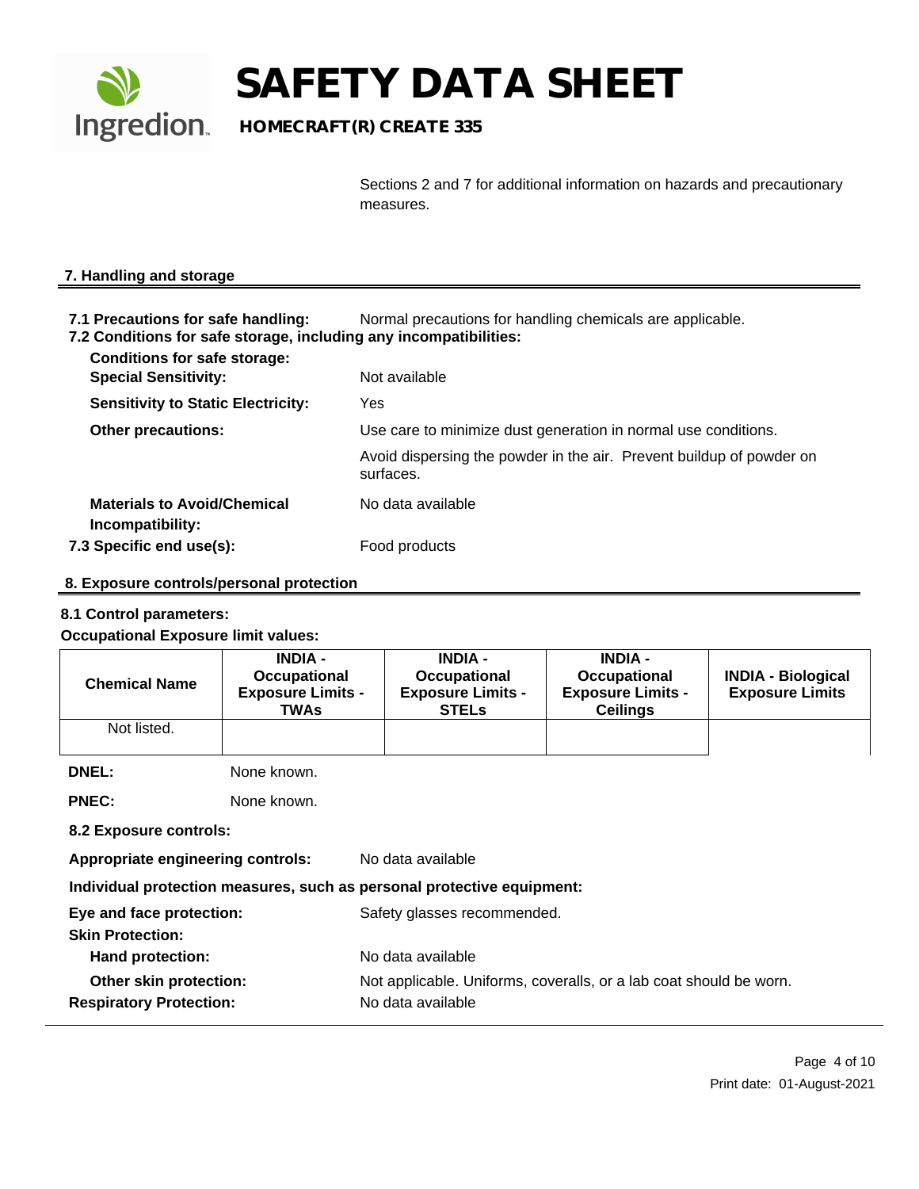Sections 2 and 7 for additional information on hazards and precautionary measures.

## 7. Handling and storage

**7.1 Precautions for safe handling:** Normal precautions for handling chemicals are applicable.

**7.2 Conditions for safe storage, including any incompatibilities:**

**Conditions for safe storage:**

**Special Sensitivity:** Not available

**Sensitivity to Static Electricity:** Yes

**Other precautions:** Use care to minimize dust generation in normal use conditions.

Avoid dispersing the powder in the air. Prevent buildup of powder on surfaces.

**Materials to Avoid/Chemical Incompatibility:** No data available

**7.3 Specific end use(s):** Food products

## 8. Exposure controls/personal protection

**8.1 Control parameters:**

**Occupational Exposure limit values:**

| Chemical Name | INDIA - Occupational Exposure Limits - TWAs | INDIA - Occupational Exposure Limits - STELs | INDIA - Occupational Exposure Limits - Ceilings | INDIA - Biological Exposure Limits |
|---|---|---|---|---|
| Not listed. | | | | |

**DNEL:** None known.

**PNEC:** None known.

**8.2 Exposure controls:**

**Appropriate engineering controls:** No data available

**Individual protection measures, such as personal protective equipment:**

**Eye and face protection:** Safety glasses recommended.

**Skin Protection:**

**Hand protection:** No data available

**Other skin protection:** Not applicable. Uniforms, coveralls, or a lab coat should be worn.

**Respiratory Protection:** No data available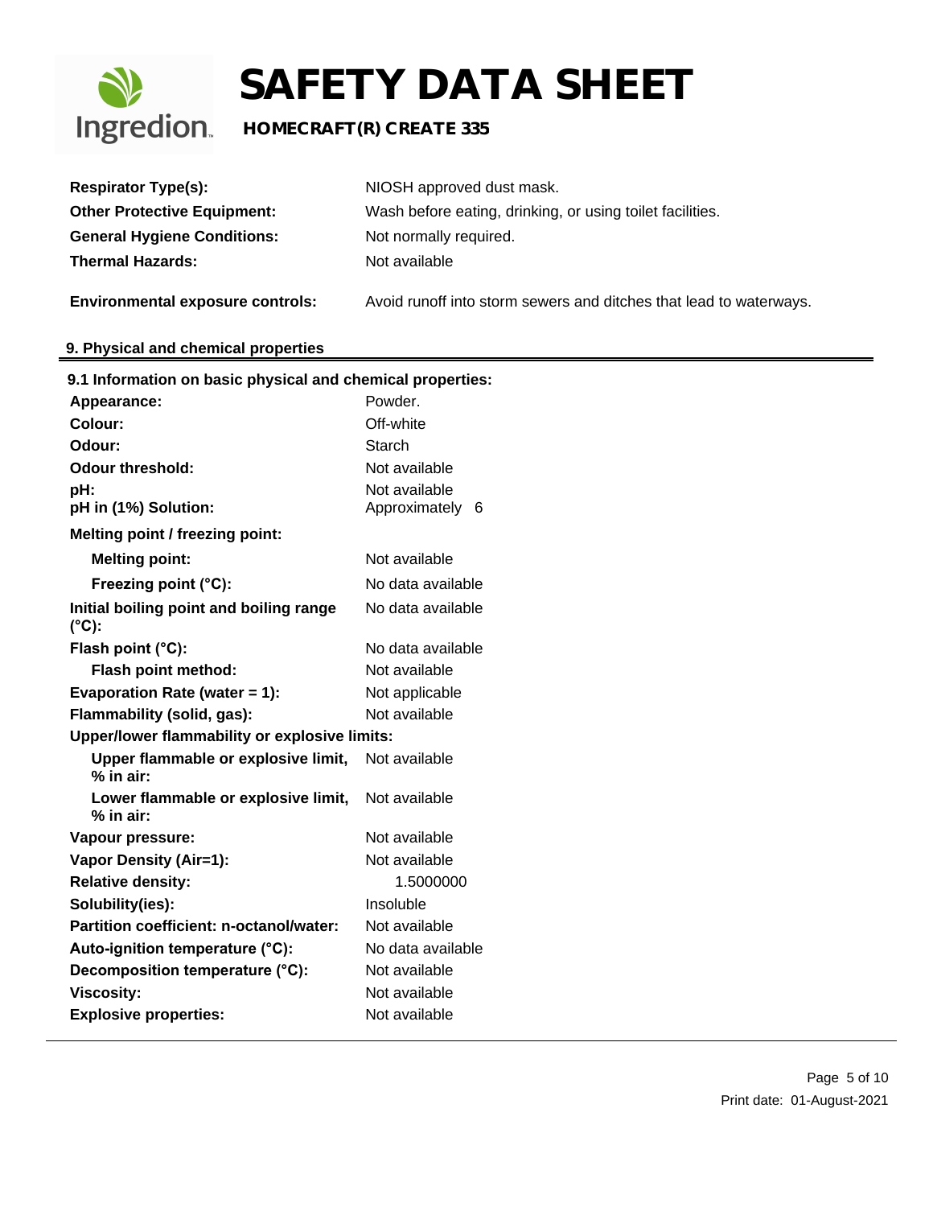| | |
|---|---|
| **Respirator Type(s):** | NIOSH approved dust mask. |
| **Other Protective Equipment:** | Wash before eating, drinking, or using toilet facilities. |
| **General Hygiene Conditions:** | Not normally required. |
| **Thermal Hazards:** | Not available |
| **Environmental exposure controls:** | Avoid runoff into storm sewers and ditches that lead to waterways. |

## 9. Physical and chemical properties

### 9.1 Information on basic physical and chemical properties:

| | |
|---|---|
| **Appearance:** | Powder. |
| **Colour:** | Off-white |
| **Odour:** | Starch |
| **Odour threshold:** | Not available |
| **pH:** | Not available |
| **pH in (1%) Solution:** | Approximately 6 |
| **Melting point / freezing point:** | |
| **Melting point:** | Not available |
| **Freezing point (°C):** | No data available |
| **Initial boiling point and boiling range (°C):** | No data available |
| **Flash point (°C):** | No data available |
| **Flash point method:** | Not available |
| **Evaporation Rate (water = 1):** | Not applicable |
| **Flammability (solid, gas):** | Not available |
| **Upper/lower flammability or explosive limits:** | |
| **Upper flammable or explosive limit, % in air:** | Not available |
| **Lower flammable or explosive limit, % in air:** | Not available |
| **Vapour pressure:** | Not available |
| **Vapor Density (Air=1):** | Not available |
| **Relative density:** | 1.5000000 |
| **Solubility(ies):** | Insoluble |
| **Partition coefficient: n-octanol/water:** | Not available |
| **Auto-ignition temperature (°C):** | No data available |
| **Decomposition temperature (°C):** | Not available |
| **Viscosity:** | Not available |
| **Explosive properties:** | Not available |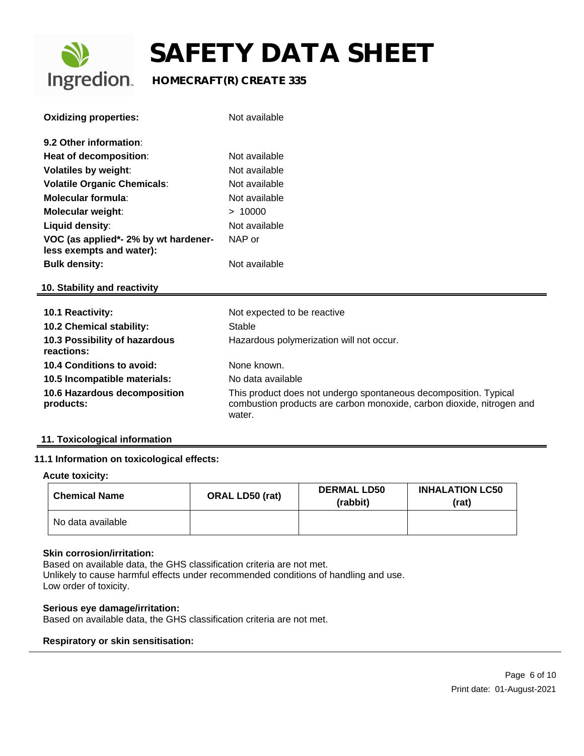| | |
|---|---|
| **Oxidizing properties:** | Not available |

**9.2 Other information**:

| | |
|---|---|
| **Heat of decomposition**: | Not available |
| **Volatiles by weight**: | Not available |
| **Volatile Organic Chemicals**: | Not available |
| **Molecular formula**: | Not available |
| **Molecular weight**: | > 10000 |
| **Liquid density**: | Not available |
| **VOC (as applied*- 2% by wt hardener-less exempts and water):** | NAP or |
| **Bulk density:** | Not available |

## 10. Stability and reactivity

| | |
|---|---|
| **10.1 Reactivity:** | Not expected to be reactive |
| **10.2 Chemical stability:** | Stable |
| **10.3 Possibility of hazardous reactions:** | Hazardous polymerization will not occur. |
| **10.4 Conditions to avoid:** | None known. |
| **10.5 Incompatible materials:** | No data available |
| **10.6 Hazardous decomposition products:** | This product does not undergo spontaneous decomposition. Typical combustion products are carbon monoxide, carbon dioxide, nitrogen and water. |

## 11. Toxicological information

### 11.1 Information on toxicological effects:

**Acute toxicity:**

| Chemical Name | ORAL LD50 (rat) | DERMAL LD50 (rabbit) | INHALATION LC50 (rat) |
|---|---|---|---|
| No data available | | | |

**Skin corrosion/irritation:**
Based on available data, the GHS classification criteria are not met.
Unlikely to cause harmful effects under recommended conditions of handling and use.
Low order of toxicity.

**Serious eye damage/irritation:**
Based on available data, the GHS classification criteria are not met.

**Respiratory or skin sensitisation:**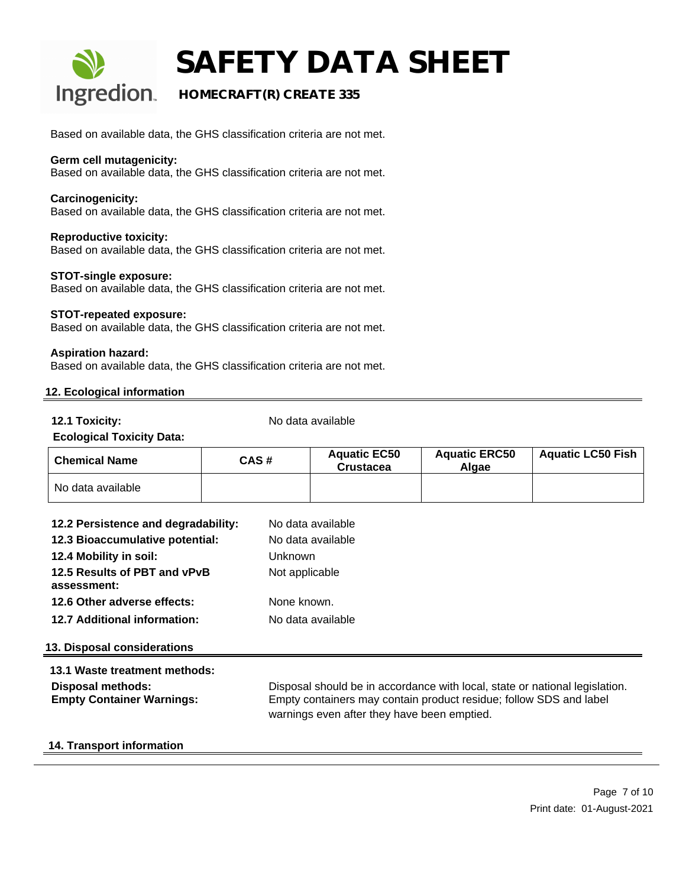Based on available data, the GHS classification criteria are not met.

**Germ cell mutagenicity:**
Based on available data, the GHS classification criteria are not met.

**Carcinogenicity:**
Based on available data, the GHS classification criteria are not met.

**Reproductive toxicity:**
Based on available data, the GHS classification criteria are not met.

**STOT-single exposure:**
Based on available data, the GHS classification criteria are not met.

**STOT-repeated exposure:**
Based on available data, the GHS classification criteria are not met.

**Aspiration hazard:**
Based on available data, the GHS classification criteria are not met.

## 12. Ecological information

**12.1 Toxicity:** No data available

**Ecological Toxicity Data:**

| Chemical Name | CAS # | Aquatic EC50 Crustacea | Aquatic ERC50 Algae | Aquatic LC50 Fish |
|---|---|---|---|---|
| No data available | | | | |

**12.2 Persistence and degradability:** No data available

**12.3 Bioaccumulative potential:** No data available

**12.4 Mobility in soil:** Unknown

**12.5 Results of PBT and vPvB assessment:** Not applicable

**12.6 Other adverse effects:** None known.

**12.7 Additional information:** No data available

## 13. Disposal considerations

**13.1 Waste treatment methods:**

**Disposal methods:** Disposal should be in accordance with local, state or national legislation.

**Empty Container Warnings:** Empty containers may contain product residue; follow SDS and label warnings even after they have been emptied.

## 14. Transport information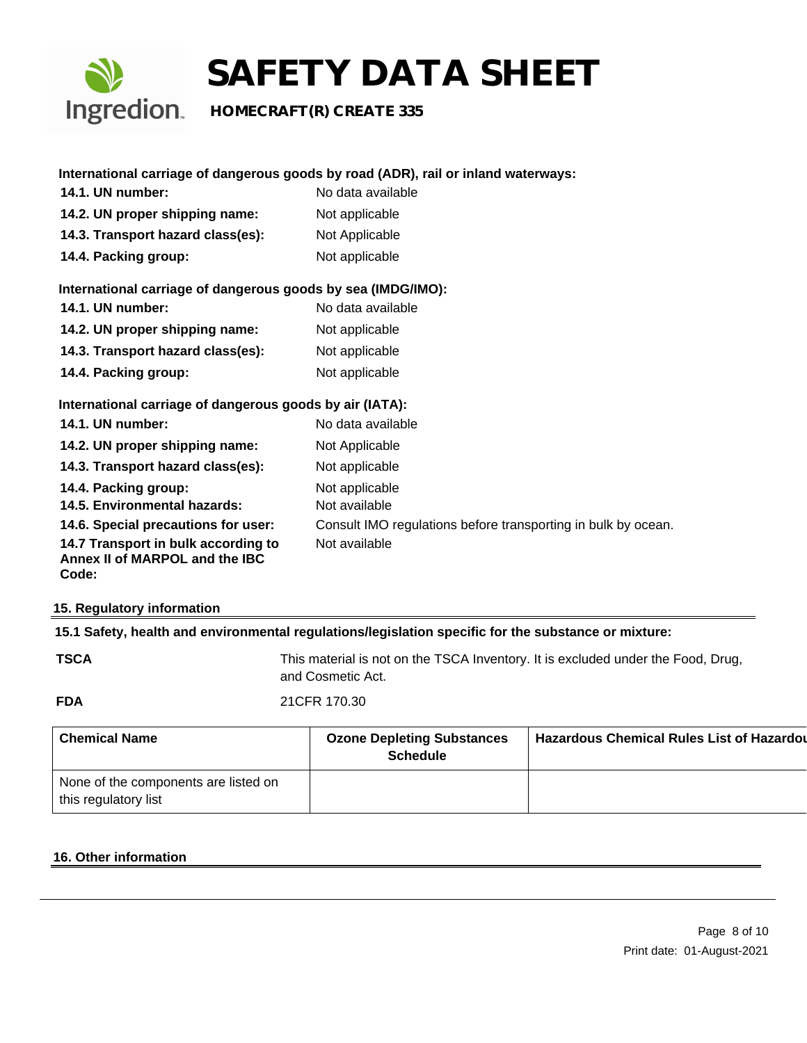**International carriage of dangerous goods by road (ADR), rail or inland waterways:**

**14.1. UN number:** No data available

**14.2. UN proper shipping name:** Not applicable

**14.3. Transport hazard class(es):** Not Applicable

**14.4. Packing group:** Not applicable

**International carriage of dangerous goods by sea (IMDG/IMO):**

**14.1. UN number:** No data available

**14.2. UN proper shipping name:** Not applicable

**14.3. Transport hazard class(es):** Not applicable

**14.4. Packing group:** Not applicable

**International carriage of dangerous goods by air (IATA):**

**14.1. UN number:** No data available

**14.2. UN proper shipping name:** Not Applicable

**14.3. Transport hazard class(es):** Not applicable

**14.4. Packing group:** Not applicable

**14.5. Environmental hazards:** Not available

**14.6. Special precautions for user:** Consult IMO regulations before transporting in bulk by ocean.

**14.7 Transport in bulk according to Annex II of MARPOL and the IBC Code:** Not available

## 15. Regulatory information

**15.1 Safety, health and environmental regulations/legislation specific for the substance or mixture:**

**TSCA** This material is not on the TSCA Inventory. It is excluded under the Food, Drug, and Cosmetic Act.

**FDA** 21CFR 170.30

| Chemical Name | Ozone Depleting Substances Schedule | Hazardous Chemical Rules List of Hazardou |
|---|---|---|
| None of the components are listed on this regulatory list | | |

## 16. Other information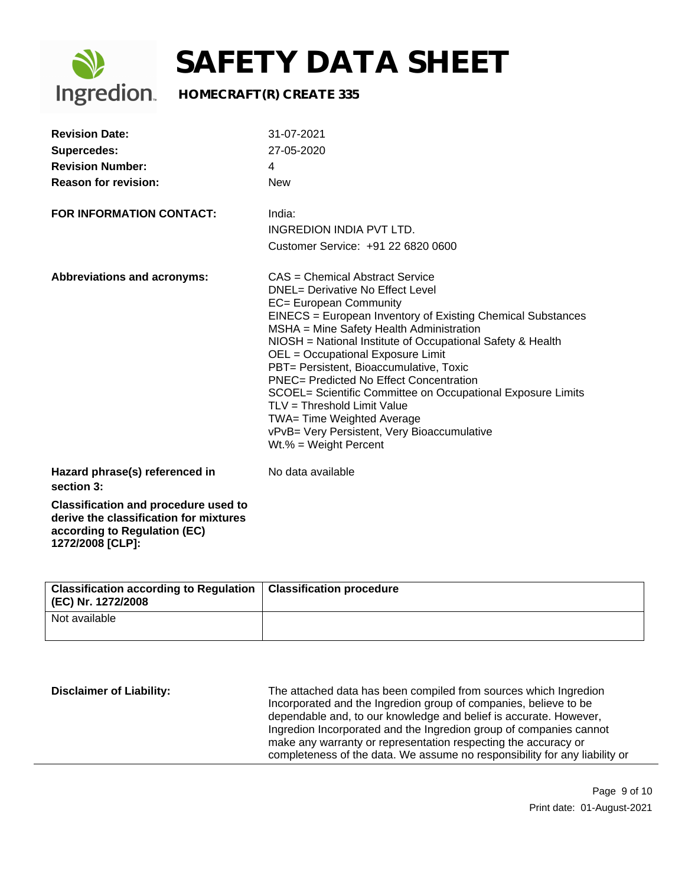| | |
|---|---|
| **Revision Date:** | 31-07-2021 |
| **Supercedes:** | 27-05-2020 |
| **Revision Number:** | 4 |
| **Reason for revision:** | New |

**FOR INFORMATION CONTACT:**

India:
INGREDION INDIA PVT LTD.
Customer Service: +91 22 6820 0600

**Abbreviations and acronyms:**

CAS = Chemical Abstract Service
DNEL= Derivative No Effect Level
EC= European Community
EINECS = European Inventory of Existing Chemical Substances
MSHA = Mine Safety Health Administration
NIOSH = National Institute of Occupational Safety & Health
OEL = Occupational Exposure Limit
PBT= Persistent, Bioaccumulative, Toxic
PNEC= Predicted No Effect Concentration
SCOEL= Scientific Committee on Occupational Exposure Limits
TLV = Threshold Limit Value
TWA= Time Weighted Average
vPvB= Very Persistent, Very Bioaccumulative
Wt.% = Weight Percent

**Hazard phrase(s) referenced in section 3:** No data available

**Classification and procedure used to derive the classification for mixtures according to Regulation (EC) 1272/2008 [CLP]:**

| Classification according to Regulation (EC) Nr. 1272/2008 | Classification procedure |
|---|---|
| Not available | |

**Disclaimer of Liability:**

The attached data has been compiled from sources which Ingredion Incorporated and the Ingredion group of companies, believe to be dependable and, to our knowledge and belief is accurate. However, Ingredion Incorporated and the Ingredion group of companies cannot make any warranty or representation respecting the accuracy or completeness of the data. We assume no responsibility for any liability or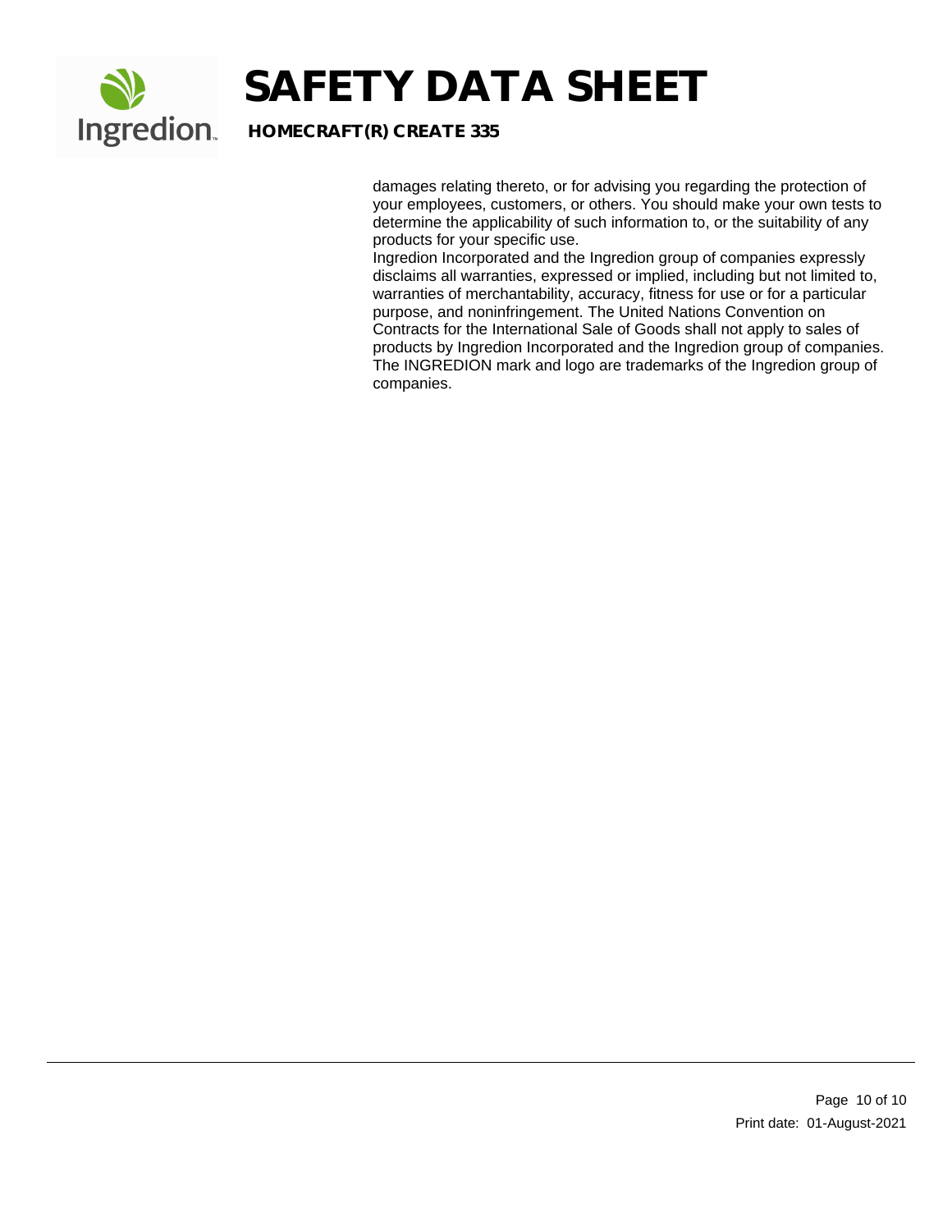damages relating thereto, or for advising you regarding the protection of your employees, customers, or others. You should make your own tests to determine the applicability of such information to, or the suitability of any products for your specific use.
Ingredion Incorporated and the Ingredion group of companies expressly disclaims all warranties, expressed or implied, including but not limited to, warranties of merchantability, accuracy, fitness for use or for a particular purpose, and noninfringement. The United Nations Convention on Contracts for the International Sale of Goods shall not apply to sales of products by Ingredion Incorporated and the Ingredion group of companies. The INGREDION mark and logo are trademarks of the Ingredion group of companies.